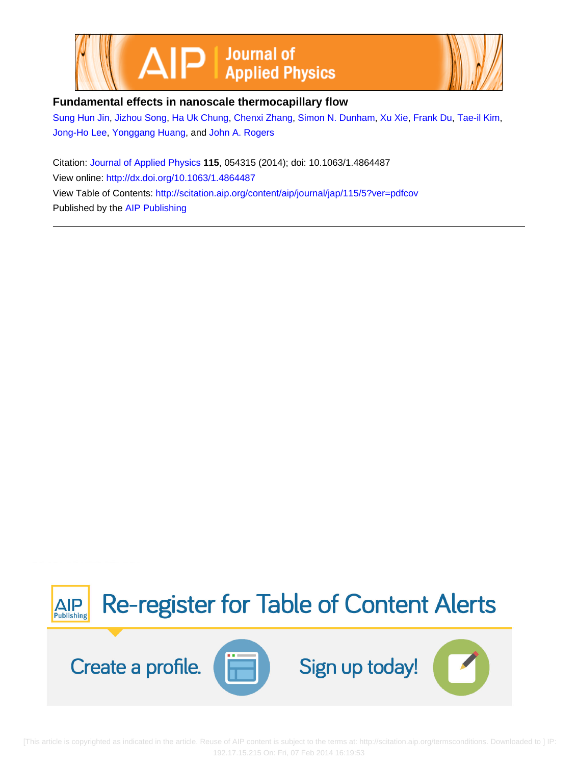# Fundamental effects in nanoscale thermocapillary flow

Sung Hun Jin, Jizhou Song, Ha Uk Chung, Chenxi Zhang, Simon N. Dunham, Xu Xie, Frank Du, Tae-il Kim, Jong-Ho Lee, Yonggang Huang, and John A. Rogers

Citation: Journal of Applied Physics **115**, 054315 (2014); doi: 10.1063/1.4864487

View online: http://dx.doi.org/10.1063/1.4864487

View Table of Contents: http://scitation.aip.org/content/aip/journal/jap/115/5?ver=pdfcov

Published by the AIP Publishing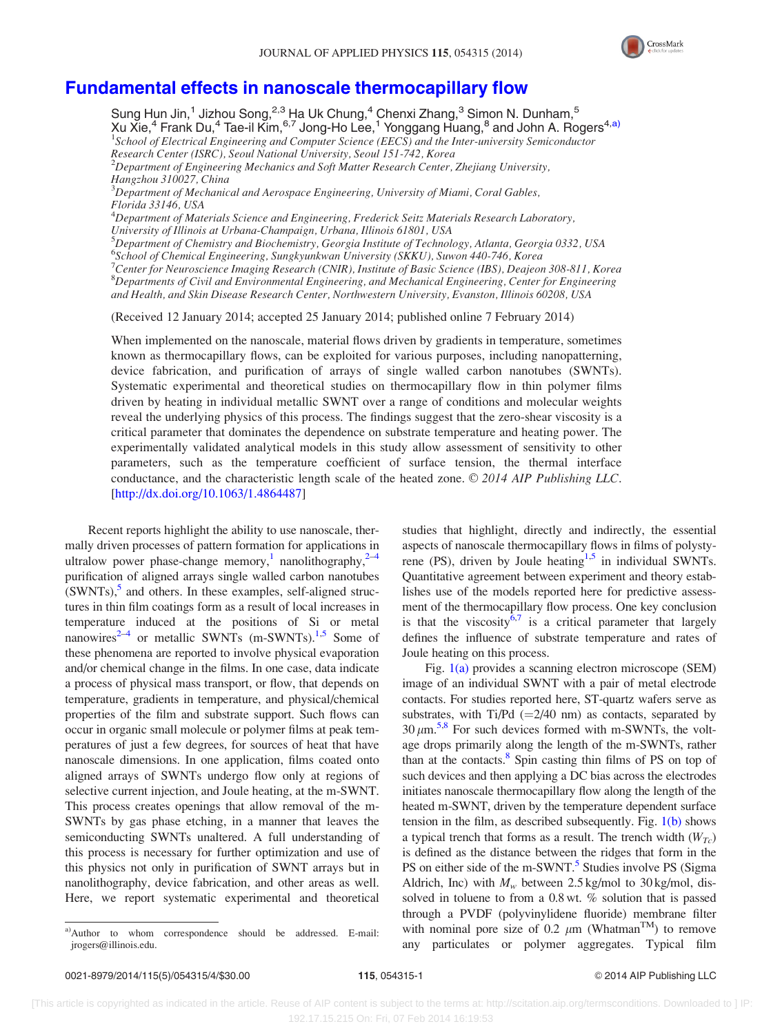# Fundamental effects in nanoscale thermocapillary flow

Sung Hun Jin,[1] Jizhou Song,[2,3] Ha Uk Chung,[4] Chenxi Zhang,[3] Simon N. Dunham,[5] Xu Xie,[4] Frank Du,[4] Tae-il Kim,[6,7] Jong-Ho Lee,[1] Yonggang Huang,[8] and John A. Rogers[4,a)]

[1]School of Electrical Engineering and Computer Science (EECS) and the Inter-university Semiconductor Research Center (ISRC), Seoul National University, Seoul 151-742, Korea
[2]Department of Engineering Mechanics and Soft Matter Research Center, Zhejiang University, Hangzhou 310027, China
[3]Department of Mechanical and Aerospace Engineering, University of Miami, Coral Gables, Florida 33146, USA
[4]Department of Materials Science and Engineering, Frederick Seitz Materials Research Laboratory, University of Illinois at Urbana-Champaign, Urbana, Illinois 61801, USA
[5]Department of Chemistry and Biochemistry, Georgia Institute of Technology, Atlanta, Georgia 0332, USA
[6]School of Chemical Engineering, Sungkyunkwan University (SKKU), Suwon 440-746, Korea
[7]Center for Neuroscience Imaging Research (CNIR), Institute of Basic Science (IBS), Deajeon 308-811, Korea
[8]Departments of Civil and Environmental Engineering, and Mechanical Engineering, Center for Engineering and Health, and Skin Disease Research Center, Northwestern University, Evanston, Illinois 60208, USA

(Received 12 January 2014; accepted 25 January 2014; published online 7 February 2014)

When implemented on the nanoscale, material flows driven by gradients in temperature, sometimes known as thermocapillary flows, can be exploited for various purposes, including nanopatterning, device fabrication, and purification of arrays of single walled carbon nanotubes (SWNTs). Systematic experimental and theoretical studies on thermocapillary flow in thin polymer films driven by heating in individual metallic SWNT over a range of conditions and molecular weights reveal the underlying physics of this process. The findings suggest that the zero-shear viscosity is a critical parameter that dominates the dependence on substrate temperature and heating power. The experimentally validated analytical models in this study allow assessment of sensitivity to other parameters, such as the temperature coefficient of surface tension, the thermal interface conductance, and the characteristic length scale of the heated zone. © 2014 AIP Publishing LLC. [http://dx.doi.org/10.1063/1.4864487]

Recent reports highlight the ability to use nanoscale, thermally driven processes of pattern formation for applications in ultralow power phase-change memory,[1] nanolithography,[2–4] purification of aligned arrays single walled carbon nanotubes (SWNTs),[5] and others. In these examples, self-aligned structures in thin film coatings form as a result of local increases in temperature induced at the positions of Si or metal nanowires[2–4] or metallic SWNTs (m-SWNTs).[1,5] Some of these phenomena are reported to involve physical evaporation and/or chemical change in the films. In one case, data indicate a process of physical mass transport, or flow, that depends on temperature, gradients in temperature, and physical/chemical properties of the film and substrate support. Such flows can occur in organic small molecule or polymer films at peak temperatures of just a few degrees, for sources of heat that have nanoscale dimensions. In one application, films coated onto aligned arrays of SWNTs undergo flow only at regions of selective current injection, and Joule heating, at the m-SWNT. This process creates openings that allow removal of the m-SWNTs by gas phase etching, in a manner that leaves the semiconducting SWNTs unaltered. A full understanding of this process is necessary for further optimization and use of this physics not only in purification of SWNT arrays but in nanolithography, device fabrication, and other areas as well. Here, we report systematic experimental and theoretical studies that highlight, directly and indirectly, the essential aspects of nanoscale thermocapillary flows in films of polystyrene (PS), driven by Joule heating[1,5] in individual SWNTs. Quantitative agreement between experiment and theory establishes use of the models reported here for predictive assessment of the thermocapillary flow process. One key conclusion is that the viscosity[6,7] is a critical parameter that largely defines the influence of substrate temperature and rates of Joule heating on this process.

Fig. 1(a) provides a scanning electron microscope (SEM) image of an individual SWNT with a pair of metal electrode contacts. For studies reported here, ST-quartz wafers serve as substrates, with Ti/Pd (=2/40 nm) as contacts, separated by 30 $\mu$m.[5,8] For such devices formed with m-SWNTs, the voltage drops primarily along the length of the m-SWNTs, rather than at the contacts.[8] Spin casting thin films of PS on top of such devices and then applying a DC bias across the electrodes initiates nanoscale thermocapillary flow along the length of the heated m-SWNT, driven by the temperature dependent surface tension in the film, as described subsequently. Fig. 1(b) shows a typical trench that forms as a result. The trench width ($W_{Tc}$) is defined as the distance between the ridges that form in the PS on either side of the m-SWNT.[5] Studies involve PS (Sigma Aldrich, Inc) with $M_w$ between 2.5 kg/mol to 30 kg/mol, dissolved in toluene to from a 0.8 wt. % solution that is passed through a PVDF (polyvinylidene fluoride) membrane filter with nominal pore size of 0.2 $\mu$m (Whatman™) to remove any particulates or polymer aggregates. Typical film

a)Author to whom correspondence should be addressed. E-mail: jrogers@illinois.edu.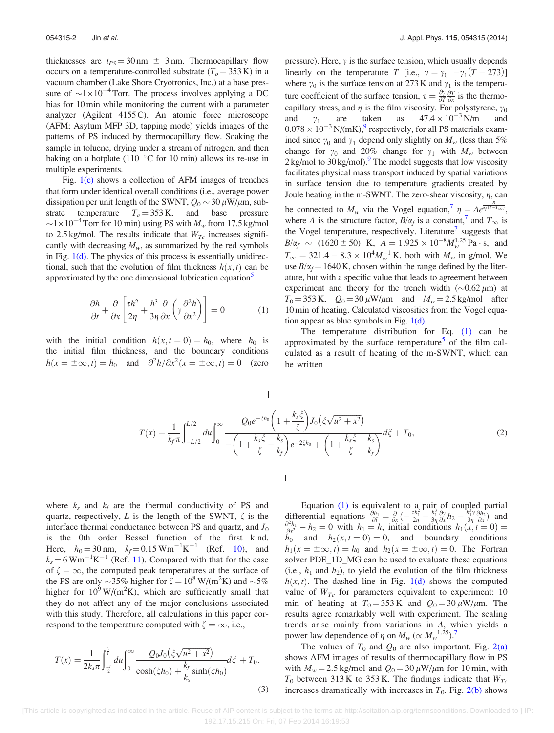thicknesses are $t_{PS} = 30\,\text{nm} \pm 3\,\text{nm}$. Thermocapillary flow occurs on a temperature-controlled substrate ($T_o = 353\,\text{K}$) in a vacuum chamber (Lake Shore Cryotronics, Inc.) at a base pressure of $\sim 1\times10^{-4}$ Torr. The process involves applying a DC bias for 10 min while monitoring the current with a parameter analyzer (Agilent 4155 C). An atomic force microscope (AFM; Asylum MFP 3D, tapping mode) yields images of the patterns of PS induced by thermocapillary flow. Soaking the sample in toluene, drying under a stream of nitrogen, and then baking on a hotplate (110 °C for 10 min) allows its re-use in multiple experiments.

Fig. 1(c) shows a collection of AFM images of trenches that form under identical overall conditions (i.e., average power dissipation per unit length of the SWNT, $Q_0 \sim 30\,\mu\text{W}/\mu\text{m}$, substrate temperature $T_o = 353\,\text{K}$, and base pressure $\sim 1\times10^{-4}$ Torr for 10 min) using PS with $M_w$ from 17.5 kg/mol to 2.5 kg/mol. The results indicate that $W_{Tc}$ increases significantly with decreasing $M_w$, as summarized by the red symbols in Fig. 1(d). The physics of this process is essentially unidirectional, such that the evolution of film thickness $h(x,t)$ can be approximated by the one dimensional lubrication equation[5]

$$\frac{\partial h}{\partial t} + \frac{\partial}{\partial x}\left[\frac{\tau h^2}{2\eta} + \frac{h^3}{3\eta}\frac{\partial}{\partial x}\left(\gamma\frac{\partial^2 h}{\partial x^2}\right)\right] = 0 \tag{1}$$

with the initial condition $h(x, t=0) = h_0$, where $h_0$ is the initial film thickness, and the boundary conditions $h(x=\pm\infty, t) = h_0$ and $\partial^2 h/\partial x^2(x=\pm\infty, t) = 0$ (zero pressure). Here, $\gamma$ is the surface tension, which usually depends linearly on the temperature $T$ [i.e., $\gamma = \gamma_0 - \gamma_1(T-273)$] where $\gamma_0$ is the surface tension at 273 K and $\gamma_1$ is the temperature coefficient of the surface tension, $\tau = \frac{\partial\gamma}{\partial T}\frac{\partial T}{\partial x}$ is the thermocapillary stress, and $\eta$ is the film viscosity. For polystyrene, $\gamma_0$ and $\gamma_1$ are taken as $47.4\times10^{-3}\,\text{N/m}$ and $0.078\times10^{-3}\,\text{N/(mK)}$,[9] respectively, for all PS materials examined since $\gamma_0$ and $\gamma_1$ depend only slightly on $M_w$ (less than 5% change for $\gamma_0$ and 20% change for $\gamma_1$ with $M_w$ between 2 kg/mol to 30 kg/mol).[9] The model suggests that low viscosity facilitates physical mass transport induced by spatial variations in surface tension due to temperature gradients created by Joule heating in the m-SWNT. The zero-shear viscosity, $\eta$, can be connected to $M_w$ via the Vogel equation,[7] $\eta = Ae^{\frac{B}{\alpha_f(T-T_\infty)}}$, where $A$ is the structure factor, $B/\alpha_f$ is a constant,[7] and $T_\infty$ is the Vogel temperature, respectively. Literature[7] suggests that $B/\alpha_f \sim (1620 \pm 50)$ K, $A = 1.925\times10^{-8}M_w^{1.25}\,\text{Pa}\cdot\text{s}$, and $T_\infty = 321.4 - 8.3\times10^4 M_w^{-1}$ K, both with $M_w$ in g/mol. We use $B/\alpha_f = 1640$ K, chosen within the range defined by the literature, but with a specific value that leads to agreement between experiment and theory for the trench width ($\sim 0.62\,\mu$m) at $T_0 = 353\,\text{K}$, $Q_0 = 30\,\mu\text{W}/\mu\text{m}$ and $M_w = 2.5$ kg/mol after 10 min of heating. Calculated viscosities from the Vogel equation appear as blue symbols in Fig. 1(d).

The temperature distribution for Eq. (1) can be approximated by the surface temperature[5] of the film calculated as a result of heating of the m-SWNT, which can be written

$$T(x) = \frac{1}{k_f\pi}\int_{-L/2}^{L/2} du \int_0^\infty \frac{Q_0 e^{-\xi h_0}\left(1+\frac{k_s\xi}{\zeta}\right)J_0\left(\xi\sqrt{u^2+x^2}\right)}{-\left(1+\frac{k_s\xi}{\zeta}-\frac{k_s}{k_f}\right)e^{-2\xi h_0} + \left(1+\frac{k_s\xi}{\zeta}+\frac{k_s}{k_f}\right)} d\xi + T_0, \tag{2}$$

where $k_s$ and $k_f$ are the thermal conductivity of PS and quartz, respectively, $L$ is the length of the SWNT, $\zeta$ is the interface thermal conductance between PS and quartz, and $J_0$ is the 0th order Bessel function of the first kind. Here, $h_0 = 30\,\text{nm}$, $k_f = 0.15\,\text{W m}^{-1}\text{K}^{-1}$ (Ref. 10), and $k_s = 6\,\text{W m}^{-1}\text{K}^{-1}$ (Ref. 11). Compared with that for the case of $\zeta = \infty$, the computed peak temperatures at the surface of the PS are only $\sim$35% higher for $\zeta = 10^8\,\text{W/(m}^2\text{K)}$ and $\sim$5% higher for $10^9\,\text{W/(m}^2\text{K)}$, which are sufficiently small that they do not affect any of the major conclusions associated with this study. Therefore, all calculations in this paper correspond to the temperature computed with $\zeta = \infty$, i.e.,

$$T(x) = \frac{1}{2k_s\pi}\int_{-\frac{L}{2}}^{\frac{L}{2}} du \int_0^\infty \frac{Q_0 J_0\left(\xi\sqrt{u^2+x^2}\right)}{\cosh(\xi h_0) + \frac{k_f}{k_s}\sinh(\xi h_0)} d\xi + T_0. \tag{3}$$

Equation (1) is equivalent to a pair of coupled partial differential equations $\frac{\partial h_1}{\partial t} = \frac{\partial}{\partial x}\left(-\frac{\tau h_1^2}{2\eta} - \frac{h_1^3}{3\eta}\frac{\partial\gamma}{\partial x}h_2 - \frac{h_1^3\gamma}{3\eta}\frac{\partial h_2}{\partial x}\right)$ and $\frac{\partial^2 h_1}{\partial x^2} - h_2 = 0$ with $h_1 = h$, initial conditions $h_1(x, t=0) = h_0$ and $h_2(x, t=0) = 0$, and boundary conditions $h_1(x=\pm\infty, t) = h_0$ and $h_2(x=\pm\infty, t) = 0$. The Fortran solver PDE_1D_MG can be used to evaluate these equations (i.e., $h_1$ and $h_2$), to yield the evolution of the film thickness $h(x,t)$. The dashed line in Fig. 1(d) shows the computed value of $W_{Tc}$ for parameters equivalent to experiment: 10 min of heating at $T_0 = 353\,\text{K}$ and $Q_0 = 30\,\mu\text{W}/\mu\text{m}$. The results agree remarkably well with experiment. The scaling trends arise mainly from variations in $A$, which yields a power law dependence of $\eta$ on $M_w$ ($\propto M_w^{1.25}$).[7]

The values of $T_0$ and $Q_0$ are also important. Fig. 2(a) shows AFM images of results of thermocapillary flow in PS with $M_w = 2.5$ kg/mol and $Q_0 = 30\,\mu\text{W}/\mu\text{m}$ for 10 min, with $T_0$ between 313 K to 353 K. The findings indicate that $W_{Tc}$ increases dramatically with increases in $T_0$. Fig. 2(b) shows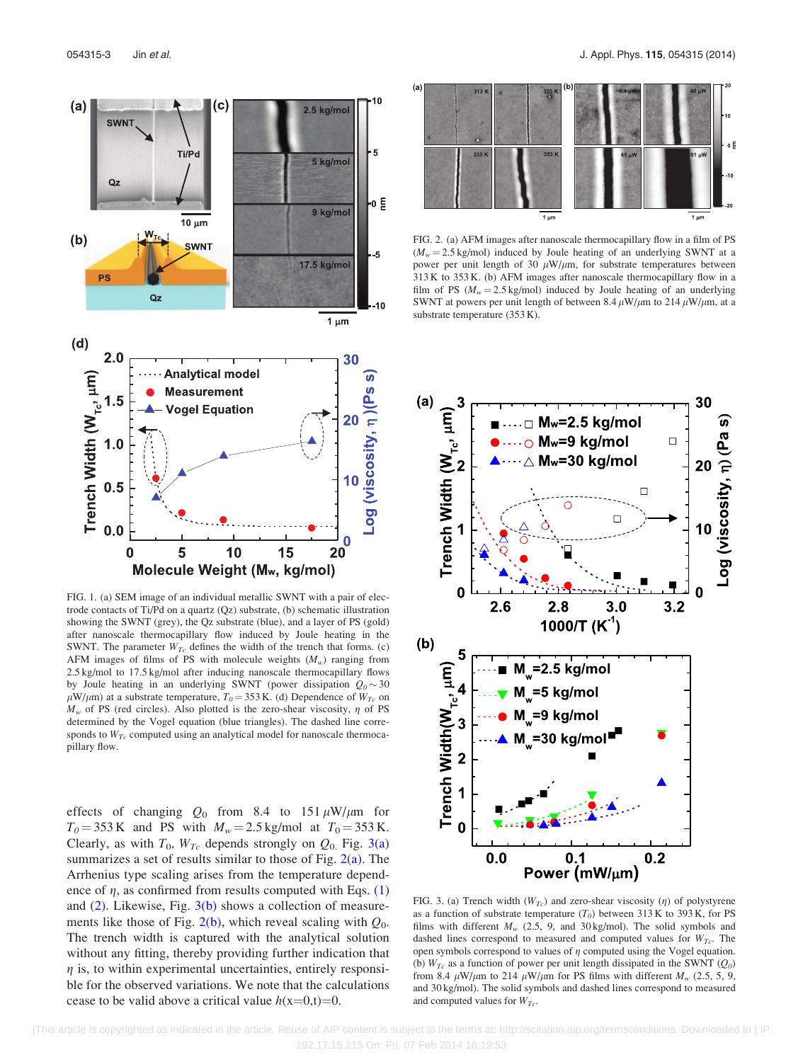FIG. 1. (a) SEM image of an individual metallic SWNT with a pair of electrode contacts of Ti/Pd on a quartz (Qz) substrate, (b) schematic illustration showing the SWNT (grey), the Qz substrate (blue), and a layer of PS (gold) after nanoscale thermocapillary flow induced by Joule heating in the SWNT. The parameter $W_{Tc}$ defines the width of the trench that forms. (c) AFM images of films of PS with molecule weights ($M_w$) ranging from 2.5 kg/mol to 17.5 kg/mol after inducing nanoscale thermocapillary flows by Joule heating in an underlying SWNT (power dissipation $Q_0 \sim 30$ $\mu$W/$\mu$m) at a substrate temperature, $T_0 = 353$ K. (d) Dependence of $W_{Tc}$ on $M_w$ of PS (red circles). Also plotted is the zero-shear viscosity, $\eta$ of PS determined by the Vogel equation (blue triangles). The dashed line corresponds to $W_{Tc}$ computed using an analytical model for nanoscale thermocapillary flow.

effects of changing $Q_0$ from 8.4 to 151 $\mu$W/$\mu$m for $T_0 = 353$ K and PS with $M_w = 2.5$ kg/mol at $T_0 = 353$ K. Clearly, as with $T_0$, $W_{Tc}$ depends strongly on $Q_0$. Fig. 3(a) summarizes a set of results similar to those of Fig. 2(a). The Arrhenius type scaling arises from the temperature dependence of $\eta$, as confirmed from results computed with Eqs. (1) and (2). Likewise, Fig. 3(b) shows a collection of measurements like those of Fig. 2(b), which reveal scaling with $Q_0$. The trench width is captured with the analytical solution without any fitting, thereby providing further indication that $\eta$ is, to within experimental uncertainties, entirely responsible for the observed variations. We note that the calculations cease to be valid above a critical value $h(x=0,t)=0$.

FIG. 2. (a) AFM images after nanoscale thermocapillary flow in a film of PS ($M_w = 2.5$ kg/mol) induced by Joule heating of an underlying SWNT at a power per unit length of 30 $\mu$W/$\mu$m, for substrate temperatures between 313 K to 353 K. (b) AFM images after nanoscale thermocapillary flow in a film of PS ($M_w = 2.5$ kg/mol) induced by Joule heating of an underlying SWNT at powers per unit length of between 8.4 $\mu$W/$\mu$m to 214 $\mu$W/$\mu$m, at a substrate temperature (353 K).

FIG. 3. (a) Trench width ($W_{Tc}$) and zero-shear viscosity ($\eta$) of polystyrene as a function of substrate temperature ($T_0$) between 313 K to 393 K, for PS films with different $M_w$ (2.5, 9, and 30 kg/mol). The solid symbols and dashed lines correspond to measured and computed values for $W_{Tc}$. The open symbols correspond to values of $\eta$ computed using the Vogel equation. (b) $W_{Tc}$ as a function of power per unit length dissipated in the SWNT ($Q_0$) from 8.4 $\mu$W/$\mu$m to 214 $\mu$W/$\mu$m for PS films with different $M_w$ (2.5, 5, 9, and 30 kg/mol). The solid symbols and dashed lines correspond to measured and computed values for $W_{Tc}$.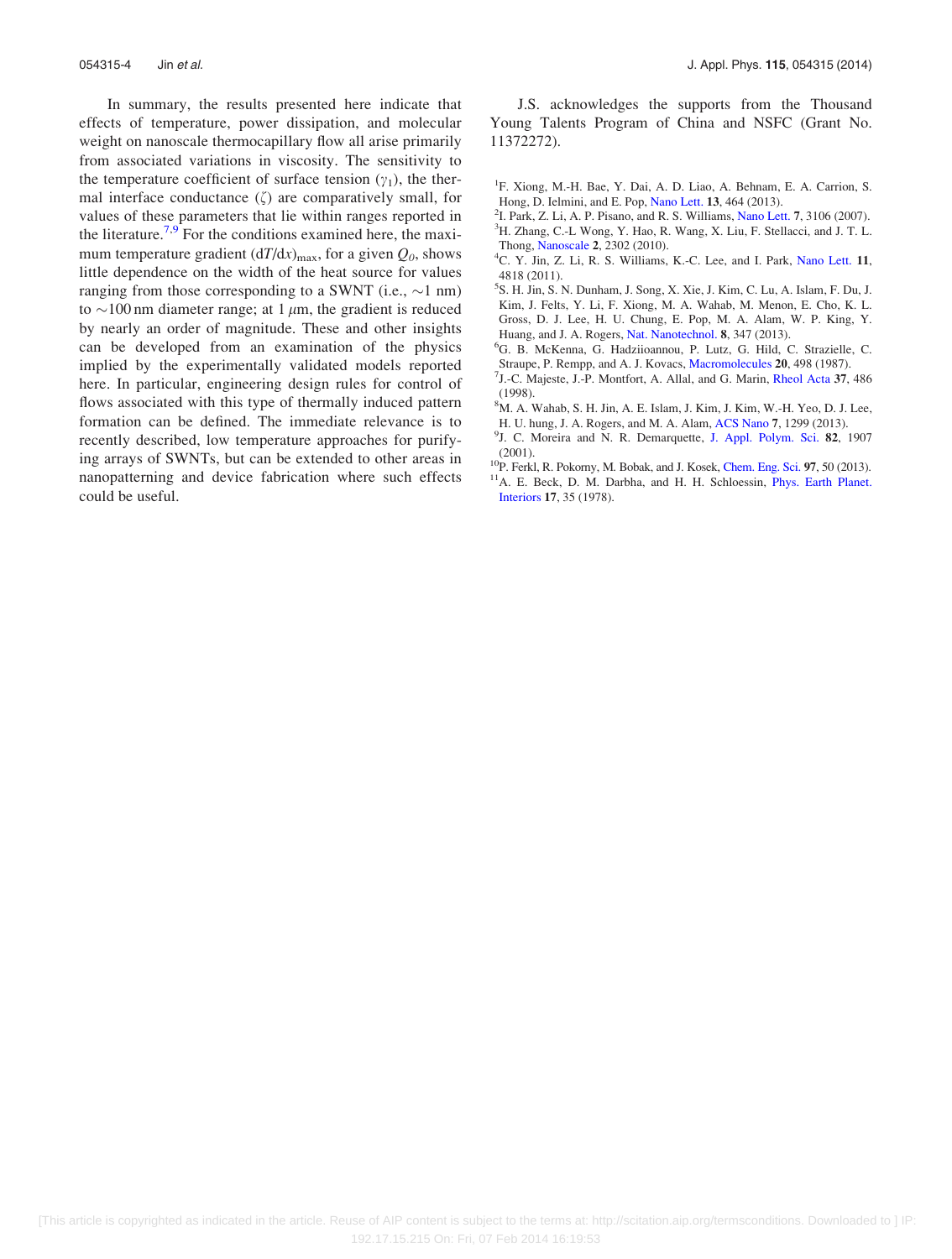In summary, the results presented here indicate that effects of temperature, power dissipation, and molecular weight on nanoscale thermocapillary flow all arise primarily from associated variations in viscosity. The sensitivity to the temperature coefficient of surface tension ($\gamma_1$), the thermal interface conductance ($\zeta$) are comparatively small, for values of these parameters that lie within ranges reported in the literature.[7,9] For the conditions examined here, the maximum temperature gradient $(dT/dx)_{max}$, for a given $Q_0$, shows little dependence on the width of the heat source for values ranging from those corresponding to a SWNT (i.e., ∼1 nm) to ∼100 nm diameter range; at 1 $\mu$m, the gradient is reduced by nearly an order of magnitude. These and other insights can be developed from an examination of the physics implied by the experimentally validated models reported here. In particular, engineering design rules for control of flows associated with this type of thermally induced pattern formation can be defined. The immediate relevance is to recently described, low temperature approaches for purifying arrays of SWNTs, but can be extended to other areas in nanopatterning and device fabrication where such effects could be useful.

J.S. acknowledges the supports from the Thousand Young Talents Program of China and NSFC (Grant No. 11372272).

[1] F. Xiong, M.-H. Bae, Y. Dai, A. D. Liao, A. Behnam, E. A. Carrion, S. Hong, D. Ielmini, and E. Pop, Nano Lett. **13**, 464 (2013).

[2] I. Park, Z. Li, A. P. Pisano, and R. S. Williams, Nano Lett. **7**, 3106 (2007).

[3] H. Zhang, C.-L Wong, Y. Hao, R. Wang, X. Liu, F. Stellacci, and J. T. L. Thong, Nanoscale **2**, 2302 (2010).

[4] C. Y. Jin, Z. Li, R. S. Williams, K.-C. Lee, and I. Park, Nano Lett. **11**, 4818 (2011).

[5] S. H. Jin, S. N. Dunham, J. Song, X. Xie, J. Kim, C. Lu, A. Islam, F. Du, J. Kim, J. Felts, Y. Li, F. Xiong, M. A. Wahab, M. Menon, E. Cho, K. L. Gross, D. J. Lee, H. U. Chung, E. Pop, M. A. Alam, W. P. King, Y. Huang, and J. A. Rogers, Nat. Nanotechnol. **8**, 347 (2013).

[6] G. B. McKenna, G. Hadziioannou, P. Lutz, G. Hild, C. Strazielle, C. Straupe, P. Rempp, and A. J. Kovacs, Macromolecules **20**, 498 (1987).

[7] J.-C. Majeste, J.-P. Montfort, A. Allal, and G. Marin, Rheol Acta **37**, 486 (1998).

[8] M. A. Wahab, S. H. Jin, A. E. Islam, J. Kim, J. Kim, W.-H. Yeo, D. J. Lee, H. U. hung, J. A. Rogers, and M. A. Alam, ACS Nano **7**, 1299 (2013).

[9] J. C. Moreira and N. R. Demarquette, J. Appl. Polym. Sci. **82**, 1907 (2001).

[10] P. Ferkl, R. Pokorny, M. Bobak, and J. Kosek, Chem. Eng. Sci. **97**, 50 (2013).

[11] A. E. Beck, D. M. Darbha, and H. H. Schloessin, Phys. Earth Planet. Interiors **17**, 35 (1978).